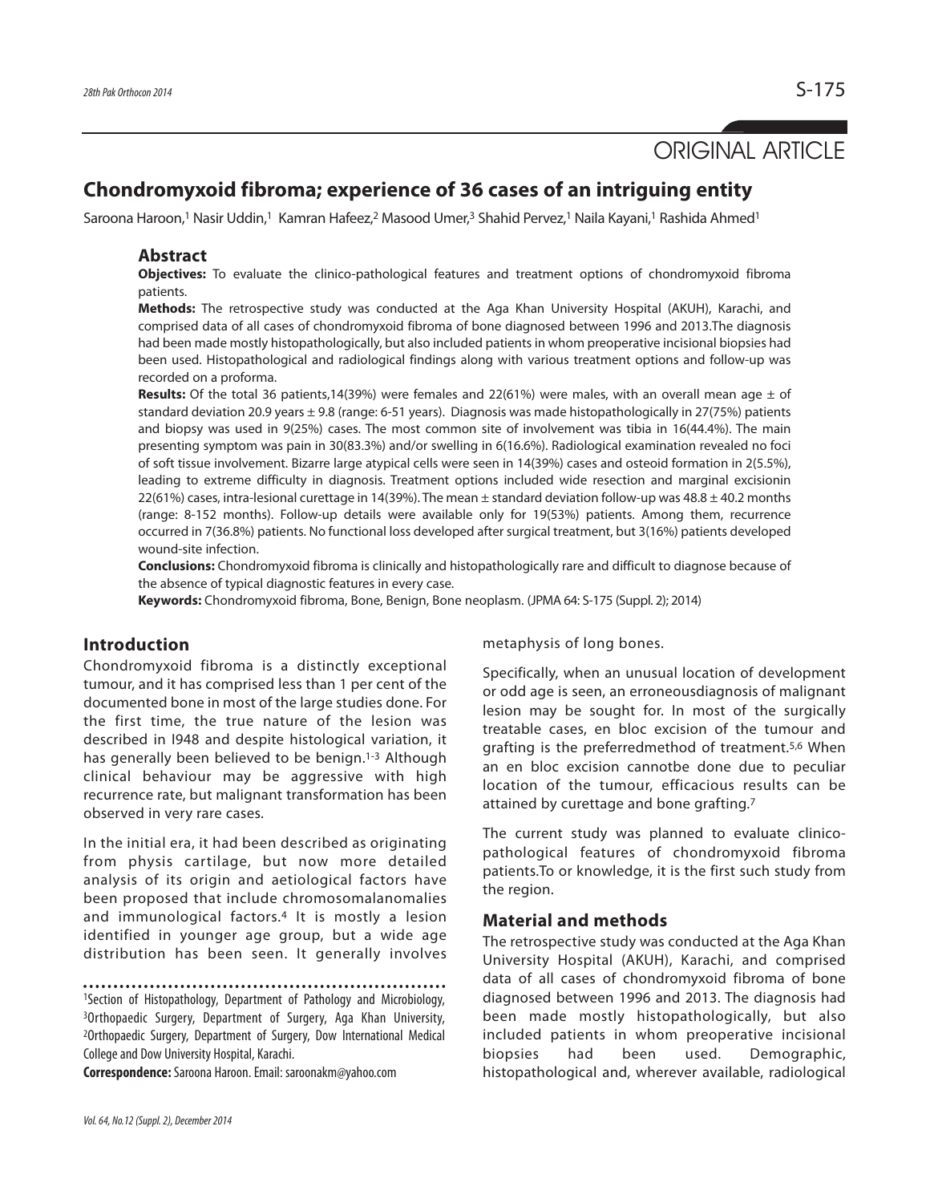ORIGINAL ARTICLE

# Chondromyxoid fibroma; experience of 36 cases of an intriguing entity

Saroona Haroon,[1] Nasir Uddin,[1] Kamran Hafeez,[2] Masood Umer,[3] Shahid Pervez,[1] Naila Kayani,[1] Rashida Ahmed[1]

## Abstract

**Objectives:** To evaluate the clinico-pathological features and treatment options of chondromyxoid fibroma patients.

**Methods:** The retrospective study was conducted at the Aga Khan University Hospital (AKUH), Karachi, and comprised data of all cases of chondromyxoid fibroma of bone diagnosed between 1996 and 2013.The diagnosis had been made mostly histopathologically, but also included patients in whom preoperative incisional biopsies had been used. Histopathological and radiological findings along with various treatment options and follow-up was recorded on a proforma.

**Results:** Of the total 36 patients,14(39%) were females and 22(61%) were males, with an overall mean age ± of standard deviation 20.9 years ± 9.8 (range: 6-51 years). Diagnosis was made histopathologically in 27(75%) patients and biopsy was used in 9(25%) cases. The most common site of involvement was tibia in 16(44.4%). The main presenting symptom was pain in 30(83.3%) and/or swelling in 6(16.6%). Radiological examination revealed no foci of soft tissue involvement. Bizarre large atypical cells were seen in 14(39%) cases and osteoid formation in 2(5.5%), leading to extreme difficulty in diagnosis. Treatment options included wide resection and marginal excisionin 22(61%) cases, intra-lesional curettage in 14(39%). The mean ± standard deviation follow-up was 48.8 ± 40.2 months (range: 8-152 months). Follow-up details were available only for 19(53%) patients. Among them, recurrence occurred in 7(36.8%) patients. No functional loss developed after surgical treatment, but 3(16%) patients developed wound-site infection.

**Conclusions:** Chondromyxoid fibroma is clinically and histopathologically rare and difficult to diagnose because of the absence of typical diagnostic features in every case.

**Keywords:** Chondromyxoid fibroma, Bone, Benign, Bone neoplasm. (JPMA 64: S-175 (Suppl. 2); 2014)

## Introduction

Chondromyxoid fibroma is a distinctly exceptional tumour, and it has comprised less than 1 per cent of the documented bone in most of the large studies done. For the first time, the true nature of the lesion was described in I948 and despite histological variation, it has generally been believed to be benign.[1-3] Although clinical behaviour may be aggressive with high recurrence rate, but malignant transformation has been observed in very rare cases.

In the initial era, it had been described as originating from physis cartilage, but now more detailed analysis of its origin and aetiological factors have been proposed that include chromosomalanomalies and immunological factors.[4] It is mostly a lesion identified in younger age group, but a wide age distribution has been seen. It generally involves metaphysis of long bones.

Specifically, when an unusual location of development or odd age is seen, an erroneousdiagnosis of malignant lesion may be sought for. In most of the surgically treatable cases, en bloc excision of the tumour and grafting is the preferredmethod of treatment.[5,6] When an en bloc excision cannotbe done due to peculiar location of the tumour, efficacious results can be attained by curettage and bone grafting.[7]

The current study was planned to evaluate clinico-pathological features of chondromyxoid fibroma patients.To or knowledge, it is the first such study from the region.

## Material and methods

The retrospective study was conducted at the Aga Khan University Hospital (AKUH), Karachi, and comprised data of all cases of chondromyxoid fibroma of bone diagnosed between 1996 and 2013. The diagnosis had been made mostly histopathologically, but also included patients in whom preoperative incisional biopsies had been used. Demographic, histopathological and, wherever available, radiological

---

[1]Section of Histopathology, Department of Pathology and Microbiology, [3]Orthopaedic Surgery, Department of Surgery, Aga Khan University, [2]Orthopaedic Surgery, Department of Surgery, Dow International Medical College and Dow University Hospital, Karachi.

**Correspondence:** Saroona Haroon. Email: saroonakm@yahoo.com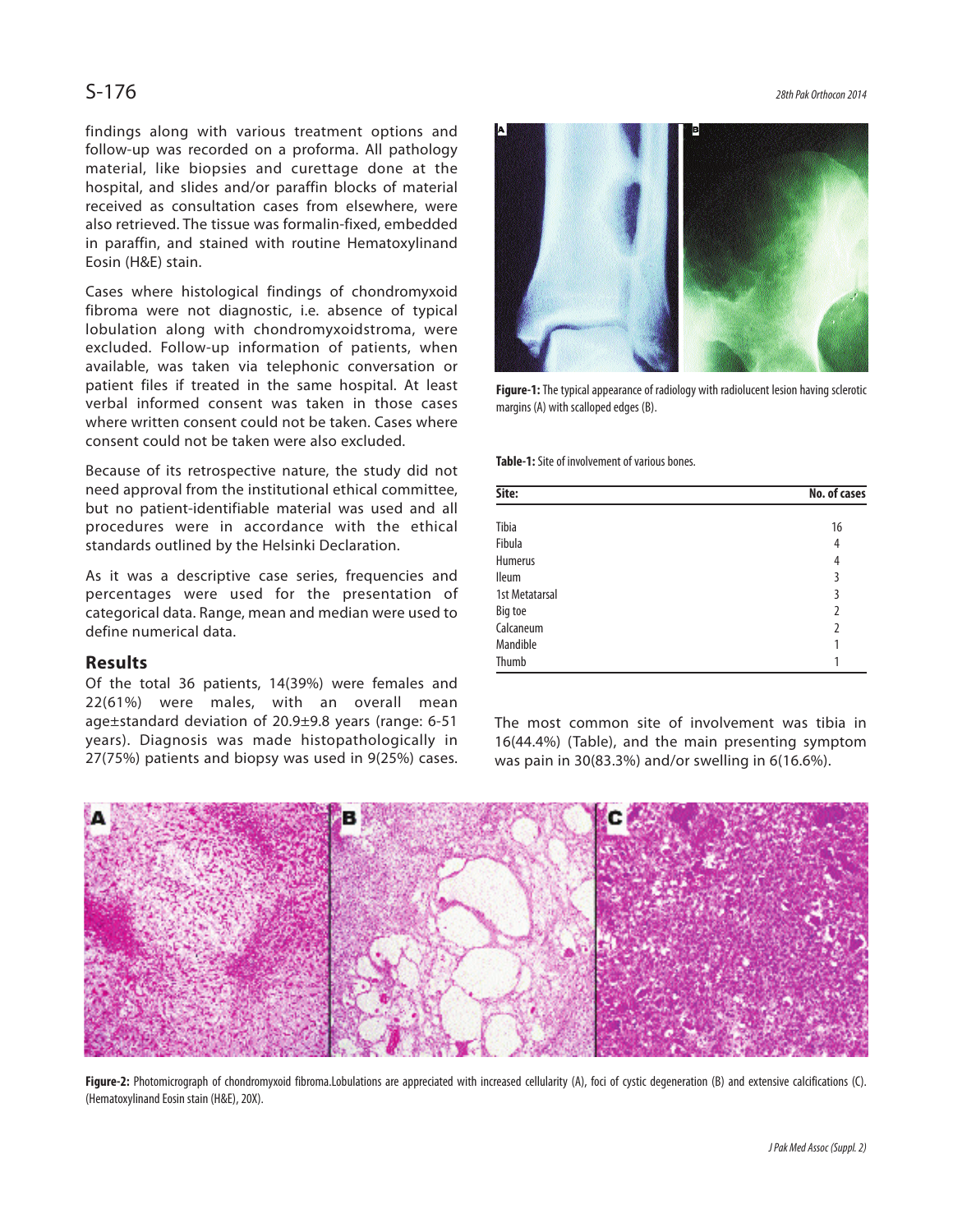findings along with various treatment options and follow-up was recorded on a proforma. All pathology material, like biopsies and curettage done at the hospital, and slides and/or paraffin blocks of material received as consultation cases from elsewhere, were also retrieved. The tissue was formalin-fixed, embedded in paraffin, and stained with routine Hematoxylinand Eosin (H&E) stain.

Cases where histological findings of chondromyxoid fibroma were not diagnostic, i.e. absence of typical lobulation along with chondromyxoidstroma, were excluded. Follow-up information of patients, when available, was taken via telephonic conversation or patient files if treated in the same hospital. At least verbal informed consent was taken in those cases where written consent could not be taken. Cases where consent could not be taken were also excluded.

Because of its retrospective nature, the study did not need approval from the institutional ethical committee, but no patient-identifiable material was used and all procedures were in accordance with the ethical standards outlined by the Helsinki Declaration.

As it was a descriptive case series, frequencies and percentages were used for the presentation of categorical data. Range, mean and median were used to define numerical data.

## Results

Of the total 36 patients, 14(39%) were females and 22(61%) were males, with an overall mean age±standard deviation of 20.9±9.8 years (range: 6-51 years). Diagnosis was made histopathologically in 27(75%) patients and biopsy was used in 9(25%) cases.

**Figure-1:** The typical appearance of radiology with radiolucent lesion having sclerotic margins (A) with scalloped edges (B).

**Table-1:** Site of involvement of various bones.

| Site: | No. of cases |
|---|---|
| Tibia | 16 |
| Fibula | 4 |
| Humerus | 4 |
| Ileum | 3 |
| 1st Metatarsal | 3 |
| Big toe | 2 |
| Calcaneum | 2 |
| Mandible | 1 |
| Thumb | 1 |

The most common site of involvement was tibia in 16(44.4%) (Table), and the main presenting symptom was pain in 30(83.3%) and/or swelling in 6(16.6%).

**Figure-2:** Photomicrograph of chondromyxoid fibroma.Lobulations are appreciated with increased cellularity (A), foci of cystic degeneration (B) and extensive calcifications (C). (Hematoxylinand Eosin stain (H&E), 20X).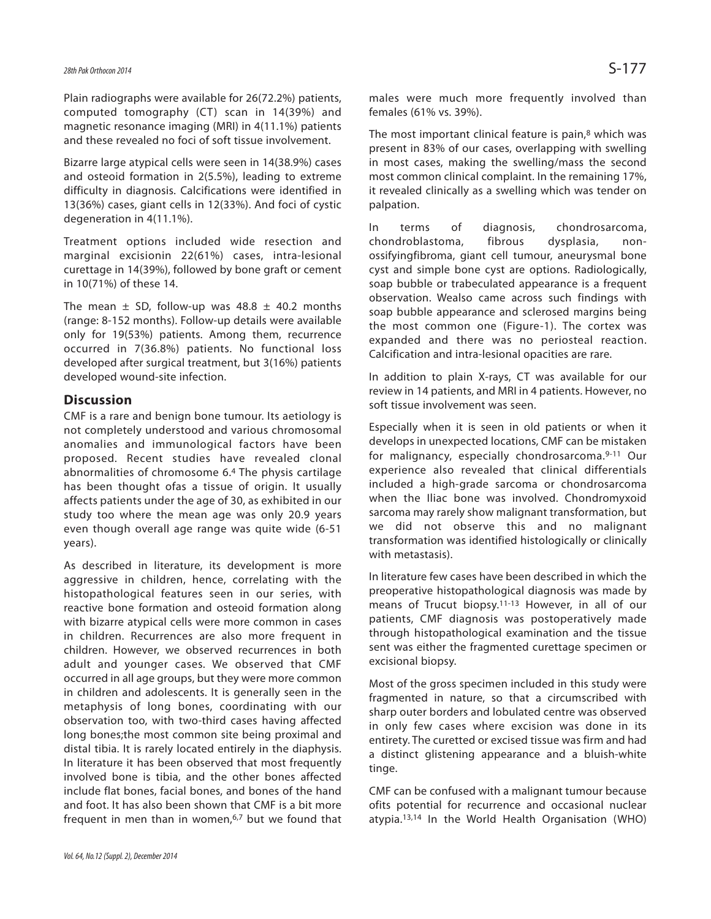Plain radiographs were available for 26(72.2%) patients, computed tomography (CT) scan in 14(39%) and magnetic resonance imaging (MRI) in 4(11.1%) patients and these revealed no foci of soft tissue involvement.

Bizarre large atypical cells were seen in 14(38.9%) cases and osteoid formation in 2(5.5%), leading to extreme difficulty in diagnosis. Calcifications were identified in 13(36%) cases, giant cells in 12(33%). And foci of cystic degeneration in 4(11.1%).

Treatment options included wide resection and marginal excisionin 22(61%) cases, intra-lesional curettage in 14(39%), followed by bone graft or cement in 10(71%) of these 14.

The mean $\pm$ SD, follow-up was 48.8 $\pm$ 40.2 months (range: 8-152 months). Follow-up details were available only for 19(53%) patients. Among them, recurrence occurred in 7(36.8%) patients. No functional loss developed after surgical treatment, but 3(16%) patients developed wound-site infection.

## Discussion

CMF is a rare and benign bone tumour. Its aetiology is not completely understood and various chromosomal anomalies and immunological factors have been proposed. Recent studies have revealed clonal abnormalities of chromosome 6.[4] The physis cartilage has been thought ofas a tissue of origin. It usually affects patients under the age of 30, as exhibited in our study too where the mean age was only 20.9 years even though overall age range was quite wide (6-51 years).

As described in literature, its development is more aggressive in children, hence, correlating with the histopathological features seen in our series, with reactive bone formation and osteoid formation along with bizarre atypical cells were more common in cases in children. Recurrences are also more frequent in children. However, we observed recurrences in both adult and younger cases. We observed that CMF occurred in all age groups, but they were more common in children and adolescents. It is generally seen in the metaphysis of long bones, coordinating with our observation too, with two-third cases having affected long bones;the most common site being proximal and distal tibia. It is rarely located entirely in the diaphysis. In literature it has been observed that most frequently involved bone is tibia, and the other bones affected include flat bones, facial bones, and bones of the hand and foot. It has also been shown that CMF is a bit more frequent in men than in women,[6,7] but we found that males were much more frequently involved than females (61% vs. 39%).

The most important clinical feature is pain,[8] which was present in 83% of our cases, overlapping with swelling in most cases, making the swelling/mass the second most common clinical complaint. In the remaining 17%, it revealed clinically as a swelling which was tender on palpation.

In terms of diagnosis, chondrosarcoma, chondroblastoma, fibrous dysplasia, non-ossifyingfibroma, giant cell tumour, aneurysmal bone cyst and simple bone cyst are options. Radiologically, soap bubble or trabeculated appearance is a frequent observation. Wealso came across such findings with soap bubble appearance and sclerosed margins being the most common one (Figure-1). The cortex was expanded and there was no periosteal reaction. Calcification and intra-lesional opacities are rare.

In addition to plain X-rays, CT was available for our review in 14 patients, and MRI in 4 patients. However, no soft tissue involvement was seen.

Especially when it is seen in old patients or when it develops in unexpected locations, CMF can be mistaken for malignancy, especially chondrosarcoma.[9-11] Our experience also revealed that clinical differentials included a high-grade sarcoma or chondrosarcoma when the Iliac bone was involved. Chondromyxoid sarcoma may rarely show malignant transformation, but we did not observe this and no malignant transformation was identified histologically or clinically with metastasis).

In literature few cases have been described in which the preoperative histopathological diagnosis was made by means of Trucut biopsy.[11-13] However, in all of our patients, CMF diagnosis was postoperatively made through histopathological examination and the tissue sent was either the fragmented curettage specimen or excisional biopsy.

Most of the gross specimen included in this study were fragmented in nature, so that a circumscribed with sharp outer borders and lobulated centre was observed in only few cases where excision was done in its entirety. The curetted or excised tissue was firm and had a distinct glistening appearance and a bluish-white tinge.

CMF can be confused with a malignant tumour because ofits potential for recurrence and occasional nuclear atypia.[13,14] In the World Health Organisation (WHO)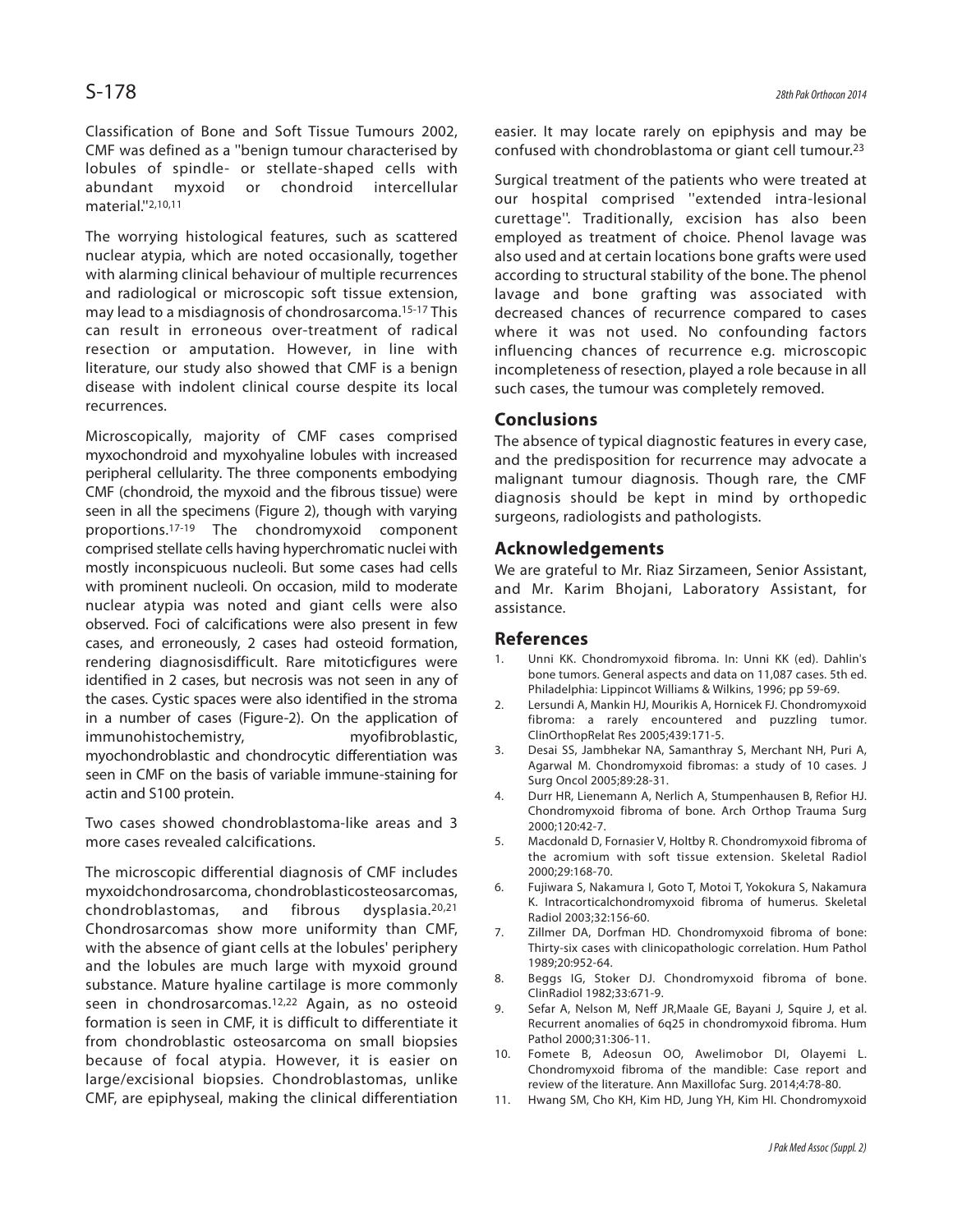Classification of Bone and Soft Tissue Tumours 2002, CMF was defined as a ''benign tumour characterised by lobules of spindle- or stellate-shaped cells with abundant myxoid or chondroid intercellular material.''[2,10,11]

The worrying histological features, such as scattered nuclear atypia, which are noted occasionally, together with alarming clinical behaviour of multiple recurrences and radiological or microscopic soft tissue extension, may lead to a misdiagnosis of chondrosarcoma.[15-17] This can result in erroneous over-treatment of radical resection or amputation. However, in line with literature, our study also showed that CMF is a benign disease with indolent clinical course despite its local recurrences.

Microscopically, majority of CMF cases comprised myxochondroid and myxohyaline lobules with increased peripheral cellularity. The three components embodying CMF (chondroid, the myxoid and the fibrous tissue) were seen in all the specimens (Figure 2), though with varying proportions.[17-19] The chondromyxoid component comprised stellate cells having hyperchromatic nuclei with mostly inconspicuous nucleoli. But some cases had cells with prominent nucleoli. On occasion, mild to moderate nuclear atypia was noted and giant cells were also observed. Foci of calcifications were also present in few cases, and erroneously, 2 cases had osteoid formation, rendering diagnosisdifficult. Rare mitoticfigures were identified in 2 cases, but necrosis was not seen in any of the cases. Cystic spaces were also identified in the stroma in a number of cases (Figure-2). On the application of immunohistochemistry, myofibroblastic, myochondroblastic and chondrocytic differentiation was seen in CMF on the basis of variable immune-staining for actin and S100 protein.

Two cases showed chondroblastoma-like areas and 3 more cases revealed calcifications.

The microscopic differential diagnosis of CMF includes myxoidchondrosarcoma, chondroblasticosteosarcomas, chondroblastomas, and fibrous dysplasia.[20,21] Chondrosarcomas show more uniformity than CMF, with the absence of giant cells at the lobules' periphery and the lobules are much large with myxoid ground substance. Mature hyaline cartilage is more commonly seen in chondrosarcomas.[12,22] Again, as no osteoid formation is seen in CMF, it is difficult to differentiate it from chondroblastic osteosarcoma on small biopsies because of focal atypia. However, it is easier on large/excisional biopsies. Chondroblastomas, unlike CMF, are epiphyseal, making the clinical differentiation easier. It may locate rarely on epiphysis and may be confused with chondroblastoma or giant cell tumour.[23]

Surgical treatment of the patients who were treated at our hospital comprised ''extended intra-lesional curettage''. Traditionally, excision has also been employed as treatment of choice. Phenol lavage was also used and at certain locations bone grafts were used according to structural stability of the bone. The phenol lavage and bone grafting was associated with decreased chances of recurrence compared to cases where it was not used. No confounding factors influencing chances of recurrence e.g. microscopic incompleteness of resection, played a role because in all such cases, the tumour was completely removed.

## Conclusions

The absence of typical diagnostic features in every case, and the predisposition for recurrence may advocate a malignant tumour diagnosis. Though rare, the CMF diagnosis should be kept in mind by orthopedic surgeons, radiologists and pathologists.

## Acknowledgements

We are grateful to Mr. Riaz Sirzameen, Senior Assistant, and Mr. Karim Bhojani, Laboratory Assistant, for assistance.

## References

1. Unni KK. Chondromyxoid fibroma. In: Unni KK (ed). Dahlin's bone tumors. General aspects and data on 11,087 cases. 5th ed. Philadelphia: Lippincot Williams & Wilkins, 1996; pp 59-69.
2. Lersundi A, Mankin HJ, Mourikis A, Hornicek FJ. Chondromyxoid fibroma: a rarely encountered and puzzling tumor. ClinOrthopRelat Res 2005;439:171-5.
3. Desai SS, Jambhekar NA, Samanthray S, Merchant NH, Puri A, Agarwal M. Chondromyxoid fibromas: a study of 10 cases. J Surg Oncol 2005;89:28-31.
4. Durr HR, Lienemann A, Nerlich A, Stumpenhausen B, Refior HJ. Chondromyxoid fibroma of bone. Arch Orthop Trauma Surg 2000;120:42-7.
5. Macdonald D, Fornasier V, Holtby R. Chondromyxoid fibroma of the acromium with soft tissue extension. Skeletal Radiol 2000;29:168-70.
6. Fujiwara S, Nakamura I, Goto T, Motoi T, Yokokura S, Nakamura K. Intracorticalchondromyxoid fibroma of humerus. Skeletal Radiol 2003;32:156-60.
7. Zillmer DA, Dorfman HD. Chondromyxoid fibroma of bone: Thirty-six cases with clinicopathologic correlation. Hum Pathol 1989;20:952-64.
8. Beggs IG, Stoker DJ. Chondromyxoid fibroma of bone. ClinRadiol 1982;33:671-9.
9. Sefar A, Nelson M, Neff JR,Maale GE, Bayani J, Squire J, et al. Recurrent anomalies of 6q25 in chondromyxoid fibroma. Hum Pathol 2000;31:306-11.
10. Fomete B, Adeosun OO, Awelimobor DI, Olayemi L. Chondromyxoid fibroma of the mandible: Case report and review of the literature. Ann Maxillofac Surg. 2014;4:78-80.
11. Hwang SM, Cho KH, Kim HD, Jung YH, Kim HI. Chondromyxoid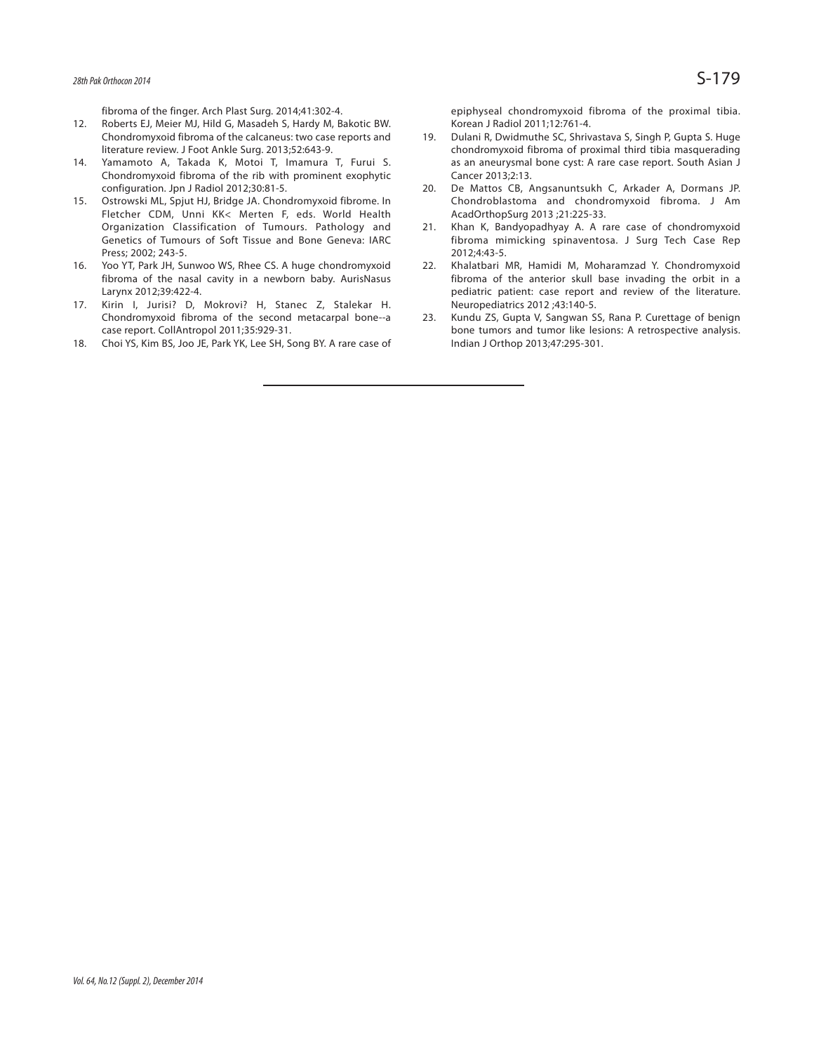fibroma of the finger. Arch Plast Surg. 2014;41:302-4.

12. Roberts EJ, Meier MJ, Hild G, Masadeh S, Hardy M, Bakotic BW. Chondromyxoid fibroma of the calcaneus: two case reports and literature review. J Foot Ankle Surg. 2013;52:643-9.
14. Yamamoto A, Takada K, Motoi T, Imamura T, Furui S. Chondromyxoid fibroma of the rib with prominent exophytic configuration. Jpn J Radiol 2012;30:81-5.
15. Ostrowski ML, Spjut HJ, Bridge JA. Chondromyxoid fibrome. In Fletcher CDM, Unni KK< Merten F, eds. World Health Organization Classification of Tumours. Pathology and Genetics of Tumours of Soft Tissue and Bone Geneva: IARC Press; 2002; 243-5.
16. Yoo YT, Park JH, Sunwoo WS, Rhee CS. A huge chondromyxoid fibroma of the nasal cavity in a newborn baby. AurisNasus Larynx 2012;39:422-4.
17. Kirin I, Jurisi? D, Mokrovi? H, Stanec Z, Stalekar H. Chondromyxoid fibroma of the second metacarpal bone--a case report. CollAntropol 2011;35:929-31.
18. Choi YS, Kim BS, Joo JE, Park YK, Lee SH, Song BY. A rare case of epiphyseal chondromyxoid fibroma of the proximal tibia. Korean J Radiol 2011;12:761-4.
19. Dulani R, Dwidmuthe SC, Shrivastava S, Singh P, Gupta S. Huge chondromyxoid fibroma of proximal third tibia masquerading as an aneurysmal bone cyst: A rare case report. South Asian J Cancer 2013;2:13.
20. De Mattos CB, Angsanuntsukh C, Arkader A, Dormans JP. Chondroblastoma and chondromyxoid fibroma. J Am AcadOrthopSurg 2013 ;21:225-33.
21. Khan K, Bandyopadhyay A. A rare case of chondromyxoid fibroma mimicking spinaventosa. J Surg Tech Case Rep 2012;4:43-5.
22. Khalatbari MR, Hamidi M, Moharamzad Y. Chondromyxoid fibroma of the anterior skull base invading the orbit in a pediatric patient: case report and review of the literature. Neuropediatrics 2012 ;43:140-5.
23. Kundu ZS, Gupta V, Sangwan SS, Rana P. Curettage of benign bone tumors and tumor like lesions: A retrospective analysis. Indian J Orthop 2013;47:295-301.